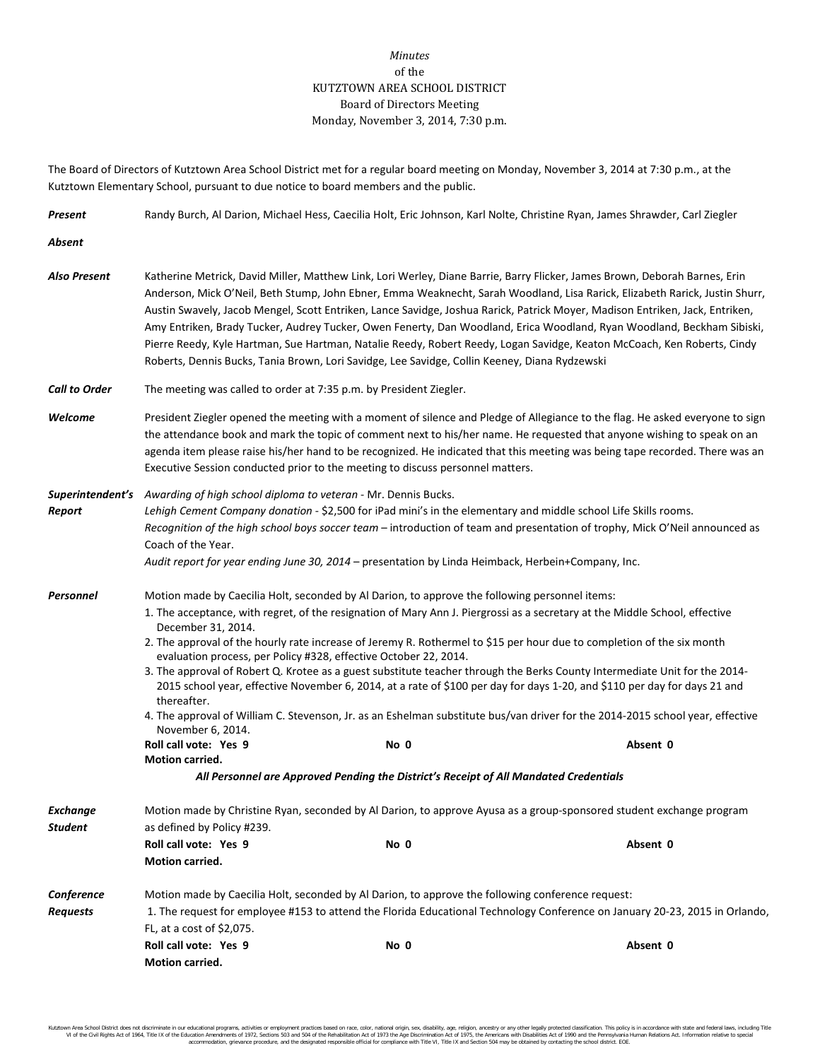*Minutes*
of the
KUTZTOWN AREA SCHOOL DISTRICT
Board of Directors Meeting
Monday, November 3, 2014, 7:30 p.m.

The Board of Directors of Kutztown Area School District met for a regular board meeting on Monday, November 3, 2014 at 7:30 p.m., at the Kutztown Elementary School, pursuant to due notice to board members and the public.

***Present*** Randy Burch, Al Darion, Michael Hess, Caecilia Holt, Eric Johnson, Karl Nolte, Christine Ryan, James Shrawder, Carl Ziegler

***Absent***

***Also Present*** Katherine Metrick, David Miller, Matthew Link, Lori Werley, Diane Barrie, Barry Flicker, James Brown, Deborah Barnes, Erin Anderson, Mick O'Neil, Beth Stump, John Ebner, Emma Weaknecht, Sarah Woodland, Lisa Rarick, Elizabeth Rarick, Justin Shurr, Austin Swavely, Jacob Mengel, Scott Entriken, Lance Savidge, Joshua Rarick, Patrick Moyer, Madison Entriken, Jack, Entriken, Amy Entriken, Brady Tucker, Audrey Tucker, Owen Fenerty, Dan Woodland, Erica Woodland, Ryan Woodland, Beckham Sibiski, Pierre Reedy, Kyle Hartman, Sue Hartman, Natalie Reedy, Robert Reedy, Logan Savidge, Keaton McCoach, Ken Roberts, Cindy Roberts, Dennis Bucks, Tania Brown, Lori Savidge, Lee Savidge, Collin Keeney, Diana Rydzewski

***Call to Order*** The meeting was called to order at 7:35 p.m. by President Ziegler.

***Welcome*** President Ziegler opened the meeting with a moment of silence and Pledge of Allegiance to the flag. He asked everyone to sign the attendance book and mark the topic of comment next to his/her name. He requested that anyone wishing to speak on an agenda item please raise his/her hand to be recognized. He indicated that this meeting was being tape recorded. There was an Executive Session conducted prior to the meeting to discuss personnel matters.

***Superintendent's Report***

*Awarding of high school diploma to veteran* - Mr. Dennis Bucks.
*Lehigh Cement Company donation* - $2,500 for iPad mini's in the elementary and middle school Life Skills rooms.
*Recognition of the high school boys soccer team* – introduction of team and presentation of trophy, Mick O'Neil announced as Coach of the Year.
*Audit report for year ending June 30, 2014* – presentation by Linda Heimback, Herbein+Company, Inc.

***Personnel*** Motion made by Caecilia Holt, seconded by Al Darion, to approve the following personnel items:

1. The acceptance, with regret, of the resignation of Mary Ann J. Piergrossi as a secretary at the Middle School, effective December 31, 2014.
2. The approval of the hourly rate increase of Jeremy R. Rothermel to $15 per hour due to completion of the six month evaluation process, per Policy #328, effective October 22, 2014.
3. The approval of Robert Q. Krotee as a guest substitute teacher through the Berks County Intermediate Unit for the 2014-2015 school year, effective November 6, 2014, at a rate of $100 per day for days 1-20, and $110 per day for days 21 and thereafter.
4. The approval of William C. Stevenson, Jr. as an Eshelman substitute bus/van driver for the 2014-2015 school year, effective November 6, 2014.

**Roll call vote: Yes 9** **No 0** **Absent 0**
**Motion carried.**

***All Personnel are Approved Pending the District's Receipt of All Mandated Credentials***

***Exchange Student*** Motion made by Christine Ryan, seconded by Al Darion, to approve Ayusa as a group-sponsored student exchange program as defined by Policy #239.

**Roll call vote: Yes 9** **No 0** **Absent 0**
**Motion carried.**

***Conference Requests*** Motion made by Caecilia Holt, seconded by Al Darion, to approve the following conference request:

1. The request for employee #153 to attend the Florida Educational Technology Conference on January 20-23, 2015 in Orlando, FL, at a cost of $2,075.

**Roll call vote: Yes 9** **No 0** **Absent 0**
**Motion carried.**

Kutztown Area School District does not discriminate in our educational programs, activities or employment practices based on race, color, national origin, sex, disability, age, religion, ancestry or any other legally protected classification. This policy is in accordance with state and federal laws, including Title VI of the Civil Rights Act of 1964, Title IX of the Education Amendments of 1972, Sections 503 and 504 of the Rehabilitation Act of 1973 the Age Discrimination Act of 1975, the Americans with Disabilities Act of 1990 and the Pennsylvania Human Relations Act. Information relative to special accommodation, grievance procedure, and the designated responsible official for compliance with Title VI, Title IX and Section 504 may be obtained by contacting the school district. EOE.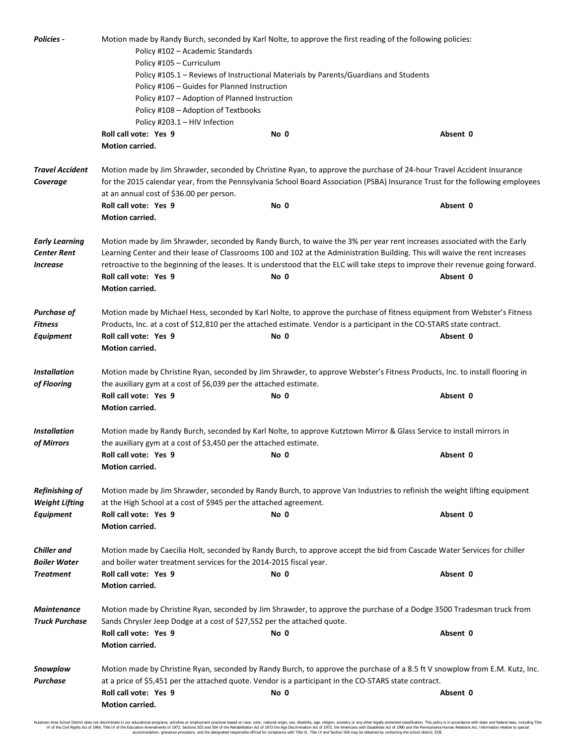***Policies -*** Motion made by Randy Burch, seconded by Karl Nolte, to approve the first reading of the following policies:

- Policy #102 – Academic Standards
- Policy #105 – Curriculum
- Policy #105.1 – Reviews of Instructional Materials by Parents/Guardians and Students
- Policy #106 – Guides for Planned Instruction
- Policy #107 – Adoption of Planned Instruction
- Policy #108 – Adoption of Textbooks
- Policy #203.1 – HIV Infection

**Roll call vote: Yes 9** **No 0** **Absent 0**
**Motion carried.**

***Travel Accident Coverage*** Motion made by Jim Shrawder, seconded by Christine Ryan, to approve the purchase of 24-hour Travel Accident Insurance for the 2015 calendar year, from the Pennsylvania School Board Association (PSBA) Insurance Trust for the following employees at an annual cost of $36.00 per person.
**Roll call vote: Yes 9** **No 0** **Absent 0**
**Motion carried.**

***Early Learning Center Rent Increase*** Motion made by Jim Shrawder, seconded by Randy Burch, to waive the 3% per year rent increases associated with the Early Learning Center and their lease of Classrooms 100 and 102 at the Administration Building. This will waive the rent increases retroactive to the beginning of the leases. It is understood that the ELC will take steps to improve their revenue going forward.
**Roll call vote: Yes 9** **No 0** **Absent 0**
**Motion carried.**

***Purchase of Fitness Equipment*** Motion made by Michael Hess, seconded by Karl Nolte, to approve the purchase of fitness equipment from Webster's Fitness Products, Inc. at a cost of $12,810 per the attached estimate. Vendor is a participant in the CO-STARS state contract.
**Roll call vote: Yes 9** **No 0** **Absent 0**
**Motion carried.**

***Installation of Flooring*** Motion made by Christine Ryan, seconded by Jim Shrawder, to approve Webster's Fitness Products, Inc. to install flooring in the auxiliary gym at a cost of $6,039 per the attached estimate.
**Roll call vote: Yes 9** **No 0** **Absent 0**
**Motion carried.**

***Installation of Mirrors*** Motion made by Randy Burch, seconded by Karl Nolte, to approve Kutztown Mirror & Glass Service to install mirrors in the auxiliary gym at a cost of $3,450 per the attached estimate.
**Roll call vote: Yes 9** **No 0** **Absent 0**
**Motion carried.**

***Refinishing of Weight Lifting Equipment*** Motion made by Jim Shrawder, seconded by Randy Burch, to approve Van Industries to refinish the weight lifting equipment at the High School at a cost of $945 per the attached agreement.
**Roll call vote: Yes 9** **No 0** **Absent 0**
**Motion carried.**

***Chiller and Boiler Water Treatment*** Motion made by Caecilia Holt, seconded by Randy Burch, to approve accept the bid from Cascade Water Services for chiller and boiler water treatment services for the 2014-2015 fiscal year.
**Roll call vote: Yes 9** **No 0** **Absent 0**
**Motion carried.**

***Maintenance Truck Purchase*** Motion made by Christine Ryan, seconded by Jim Shrawder, to approve the purchase of a Dodge 3500 Tradesman truck from Sands Chrysler Jeep Dodge at a cost of $27,552 per the attached quote.
**Roll call vote: Yes 9** **No 0** **Absent 0**
**Motion carried.**

***Snowplow Purchase*** Motion made by Christine Ryan, seconded by Randy Burch, to approve the purchase of a 8.5 ft V snowplow from E.M. Kutz, Inc. at a price of $5,451 per the attached quote. Vendor is a participant in the CO-STARS state contract.
**Roll call vote: Yes 9** **No 0** **Absent 0**
**Motion carried.**

Kutztown Area School District does not discriminate in our educational programs, activities or employment practices based on race, color, national origin, sex, disability, age, religion, ancestry or any other legally protected classification. This policy is in accordance with state and federal laws, including Title VI of the Civil Rights Act of 1964, Title IX of the Education Amendments of 1972, Sections 503 and 504 of the Rehabilitation Act of 1973 the Age Discrimination Act of 1975, the Americans with Disabilities Act of 1990 and the Pennsylvania Human Relations Act. Information relative to special accommodation, grievance procedure, and the designated responsible official for compliance with Title VI, Title IX and Section 504 may be obtained by contacting the school district. EOE.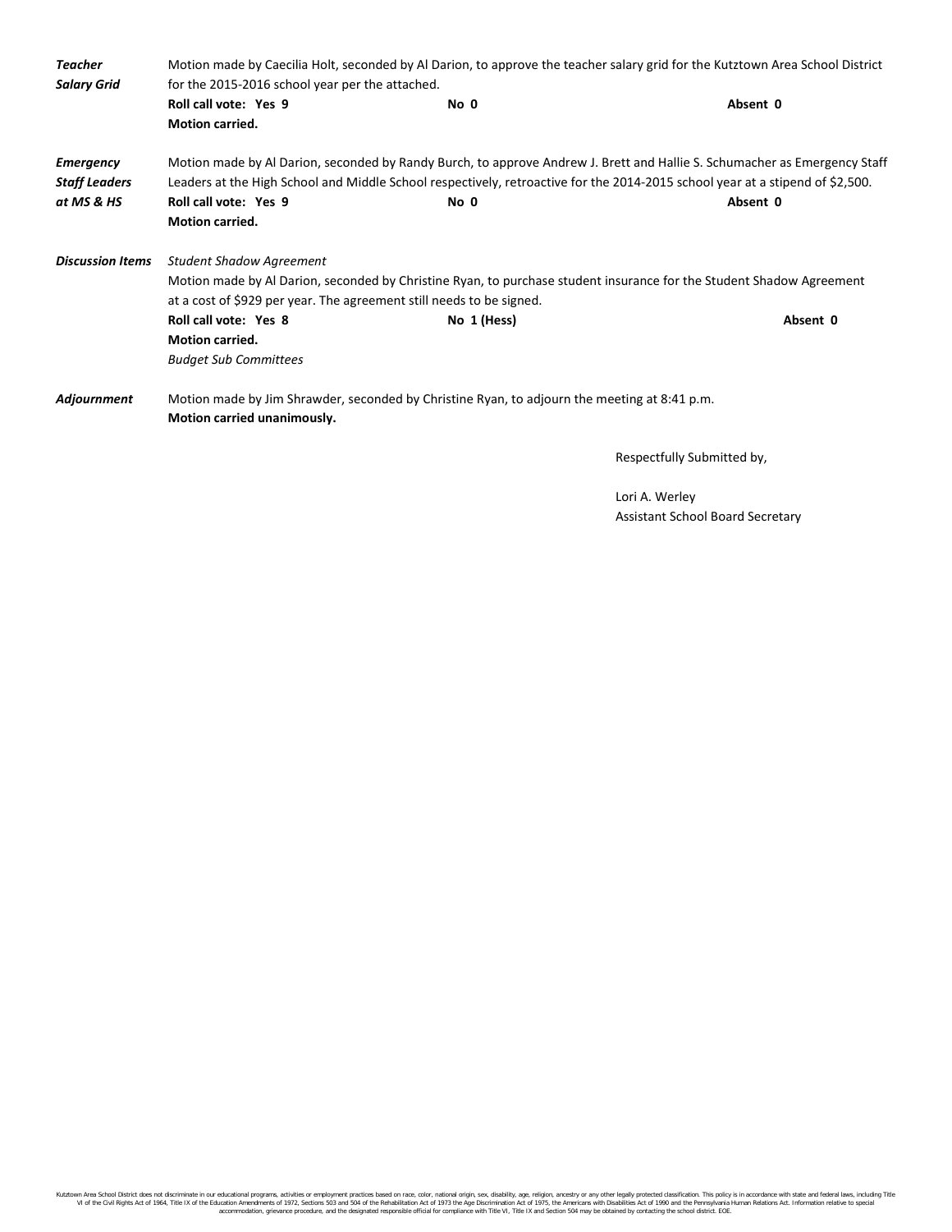***Teacher Salary Grid***

Motion made by Caecilia Holt, seconded by Al Darion, to approve the teacher salary grid for the Kutztown Area School District for the 2015-2016 school year per the attached.

**Roll call vote: Yes 9** **No 0** **Absent 0**

**Motion carried.**

***Emergency Staff Leaders at MS & HS***

Motion made by Al Darion, seconded by Randy Burch, to approve Andrew J. Brett and Hallie S. Schumacher as Emergency Staff Leaders at the High School and Middle School respectively, retroactive for the 2014-2015 school year at a stipend of $2,500.

**Roll call vote: Yes 9** **No 0** **Absent 0**

**Motion carried.**

***Discussion Items***

*Student Shadow Agreement*

Motion made by Al Darion, seconded by Christine Ryan, to purchase student insurance for the Student Shadow Agreement at a cost of $929 per year. The agreement still needs to be signed.

**Roll call vote: Yes 8** **No 1 (Hess)** **Absent 0**

**Motion carried.**

*Budget Sub Committees*

***Adjournment***

Motion made by Jim Shrawder, seconded by Christine Ryan, to adjourn the meeting at 8:41 p.m.

**Motion carried unanimously.**

Respectfully Submitted by,

Lori A. Werley
Assistant School Board Secretary

Kutztown Area School District does not discriminate in our educational programs, activities or employment practices based on race, color, national origin, sex, disability, age, religion, ancestry or any other legally protected classification. This policy is in accordance with state and federal laws, including Title VI of the Civil Rights Act of 1964, Title IX of the Education Amendments of 1972, Sections 503 and 504 of the Rehabilitation Act of 1973 the Age Discrimination Act of 1975, the Americans with Disabilities Act of 1990 and the Pennsylvania Human Relations Act. Information relative to special accommodation, grievance procedure, and the designated responsible official for compliance with Title VI, Title IX and Section 504 may be obtained by contacting the school district. EOE.